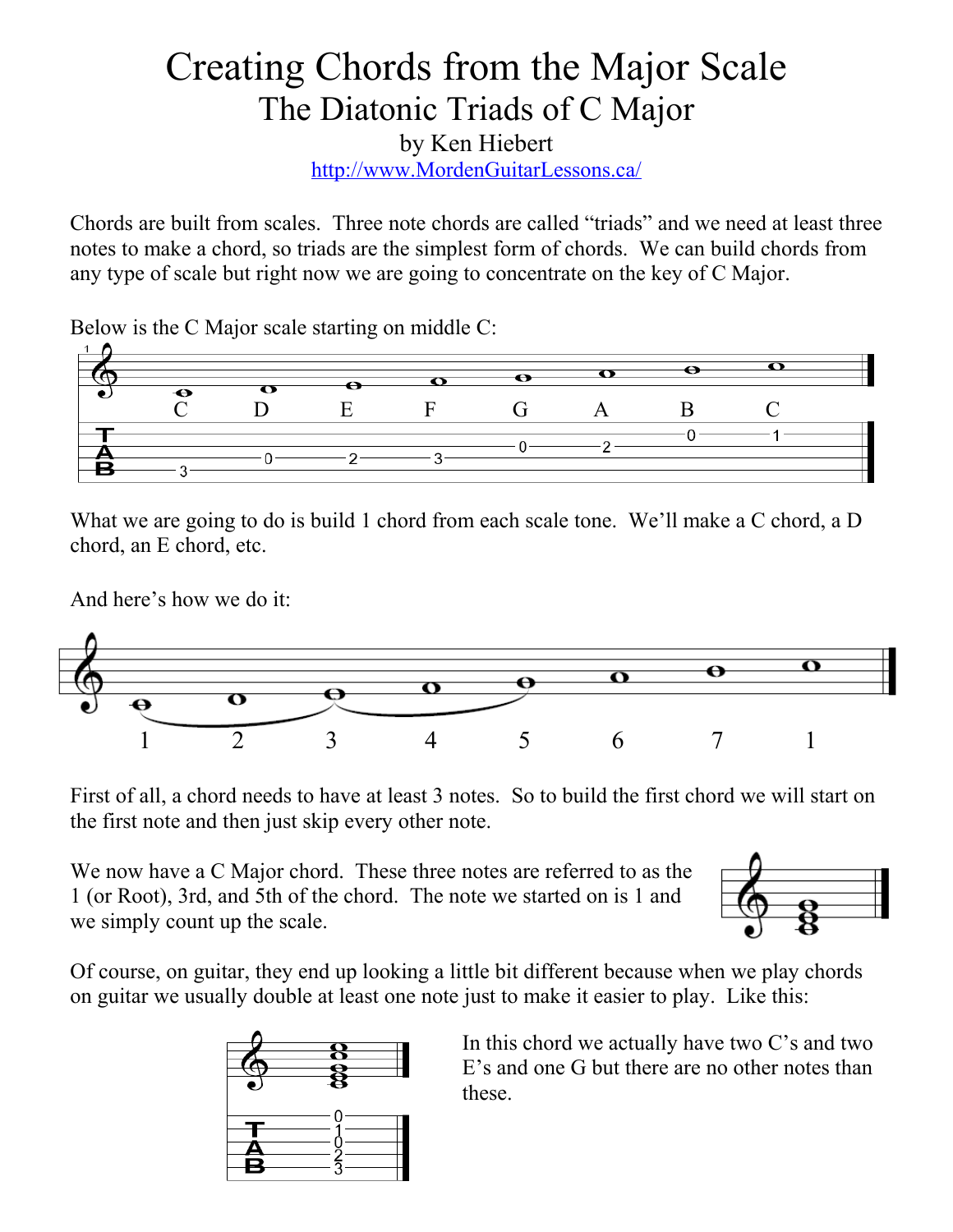# Creating Chords from the Major Scale

## The Diatonic Triads of C Major

by Ken Hiebert

http://www.MordenGuitarLessons.ca/

Chords are built from scales. Three note chords are called "triads" and we need at least three notes to make a chord, so triads are the simplest form of chords. We can build chords from any type of scale but right now we are going to concentrate on the key of C Major.

Below is the C Major scale starting on middle C:

C D E F G A B C

```
T
A          0     2     3                   0     1
B    3                       0     2
```

What we are going to do is build 1 chord from each scale tone. We'll make a C chord, a D chord, an E chord, etc.

And here's how we do it:

1 2 3 4 5 6 7 1

First of all, a chord needs to have at least 3 notes. So to build the first chord we will start on the first note and then just skip every other note.

We now have a C Major chord. These three notes are referred to as the 1 (or Root), 3rd, and 5th of the chord. The note we started on is 1 and we simply count up the scale.

Of course, on guitar, they end up looking a little bit different because when we play chords on guitar we usually double at least one note just to make it easier to play. Like this:

```
  0
  1
T 0
A 2
B 3
```

In this chord we actually have two C's and two E's and one G but there are no other notes than these.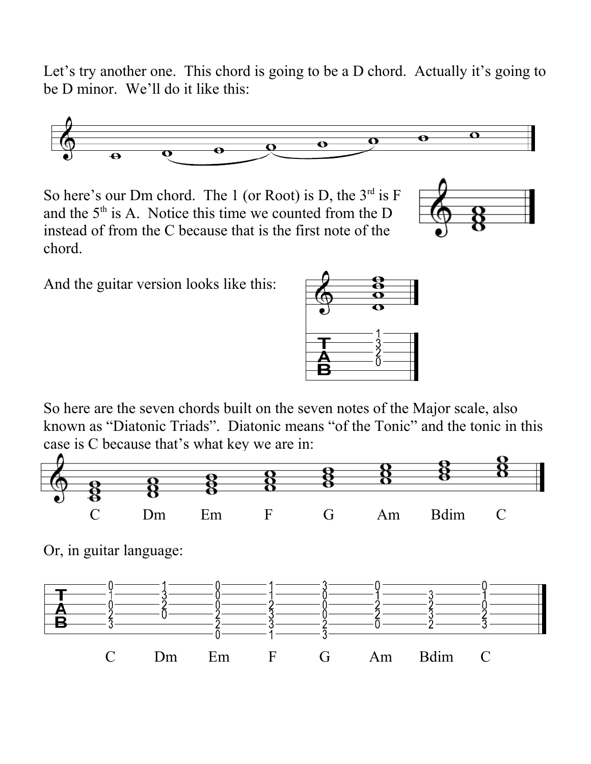Let's try another one. This chord is going to be a D chord. Actually it's going to be D minor. We'll do it like this:

So here's our Dm chord. The 1 (or Root) is D, the 3rd is F and the 5th is A. Notice this time we counted from the D instead of from the C because that is the first note of the chord.

And the guitar version looks like this:

1
3
2
0

So here are the seven chords built on the seven notes of the Major scale, also known as "Diatonic Triads". Diatonic means "of the Tonic" and the tonic in this case is C because that's what key we are in:

C Dm Em F G Am Bdim C

Or, in guitar language:

C Dm Em F G Am Bdim C